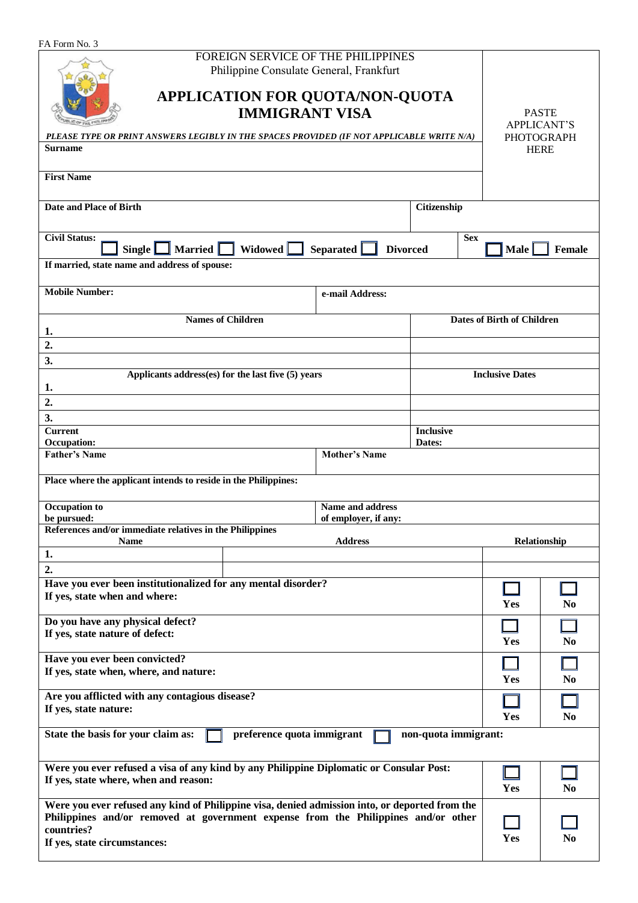FA Form No. 3

FOREIGN SERVICE OF THE PHILIPPINES
Philippine Consulate General, Frankfurt

# APPLICATION FOR QUOTA/NON-QUOTA IMMIGRANT VISA

PASTE APPLICANT'S PHOTOGRAPH HERE

***PLEASE TYPE OR PRINT ANSWERS LEGIBLY IN THE SPACES PROVIDED (IF NOT APPLICABLE WRITE N/A)***

**Surname**

**First Name**

| **Date and Place of Birth** | **Citizenship** |
|---|---|
| | |

| **Civil Status:** ☐ Single ☐ Married ☐ Widowed ☐ Separated ☐ Divorced | **Sex** ☐ Male ☐ Female |
|---|---|

**If married, state name and address of spouse:**

| **Mobile Number:** | **e-mail Address:** |
|---|---|
| | |

| **Names of Children** | **Dates of Birth of Children** |
|---|---|
| **1.** | |
| **2.** | |
| **3.** | |

| **Applicants address(es) for the last five (5) years** | **Inclusive Dates** |
|---|---|
| **1.** | |
| **2.** | |
| **3.** | |

| **Current Occupation:** | **Inclusive Dates:** |
|---|---|
| | |

| **Father's Name** | **Mother's Name** |
|---|---|
| | |

**Place where the applicant intends to reside in the Philippines:**

| **Occupation to be pursued:** | **Name and address of employer, if any:** |
|---|---|
| | |

**References and/or immediate relatives in the Philippines**

| **Name** | **Address** | **Relationship** |
|---|---|---|
| **1.** | | |
| **2.** | | |

| | | |
|---|---|---|
| **Have you ever been institutionalized for any mental disorder?**<br>**If yes, state when and where:** | ☐ **Yes** | ☐ **No** |
| **Do you have any physical defect?**<br>**If yes, state nature of defect:** | ☐ **Yes** | ☐ **No** |
| **Have you ever been convicted?**<br>**If yes, state when, where, and nature:** | ☐ **Yes** | ☐ **No** |
| **Are you afflicted with any contagious disease?**<br>**If yes, state nature:** | ☐ **Yes** | ☐ **No** |

**State the basis for your claim as:** ☐ **preference quota immigrant** ☐ **non-quota immigrant:**

| | | |
|---|---|---|
| **Were you ever refused a visa of any kind by any Philippine Diplomatic or Consular Post:**<br>**If yes, state where, when and reason:** | ☐ **Yes** | ☐ **No** |
| **Were you ever refused any kind of Philippine visa, denied admission into, or deported from the Philippines and/or removed at government expense from the Philippines and/or other countries?**<br>**If yes, state circumstances:** | ☐ **Yes** | ☐ **No** |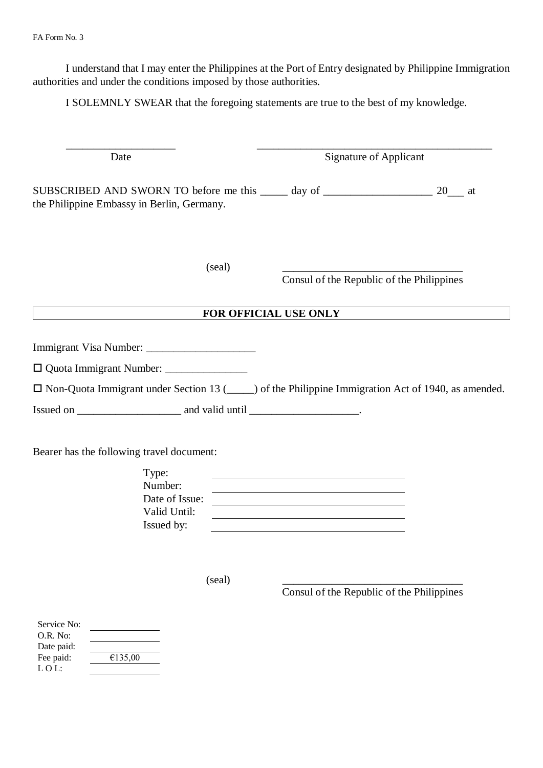I understand that I may enter the Philippines at the Port of Entry designated by Philippine Immigration authorities and under the conditions imposed by those authorities.

I SOLEMNLY SWEAR that the foregoing statements are true to the best of my knowledge.

____________________ ____________________________________________

Date Signature of Applicant

SUBSCRIBED AND SWORN TO before me this _____ day of ____________________ 20___ at the Philippine Embassy in Berlin, Germany.

(seal) _________________________________

Consul of the Republic of the Philippines

**FOR OFFICIAL USE ONLY**

Immigrant Visa Number: ____________________

☐ Quota Immigrant Number: _______________

☐ Non-Quota Immigrant under Section 13 (_____) of the Philippine Immigration Act of 1940, as amended.

Issued on ___________________ and valid until ____________________.

Bearer has the following travel document:

Type: ____________________

Number: ____________________

Date of Issue: ____________________

Valid Until: ____________________

Issued by: ____________________

(seal) _________________________________

Consul of the Republic of the Philippines

Service No: ____________

O.R. No: ____________

Date paid: ____________

Fee paid: €135,00

L O L: ____________